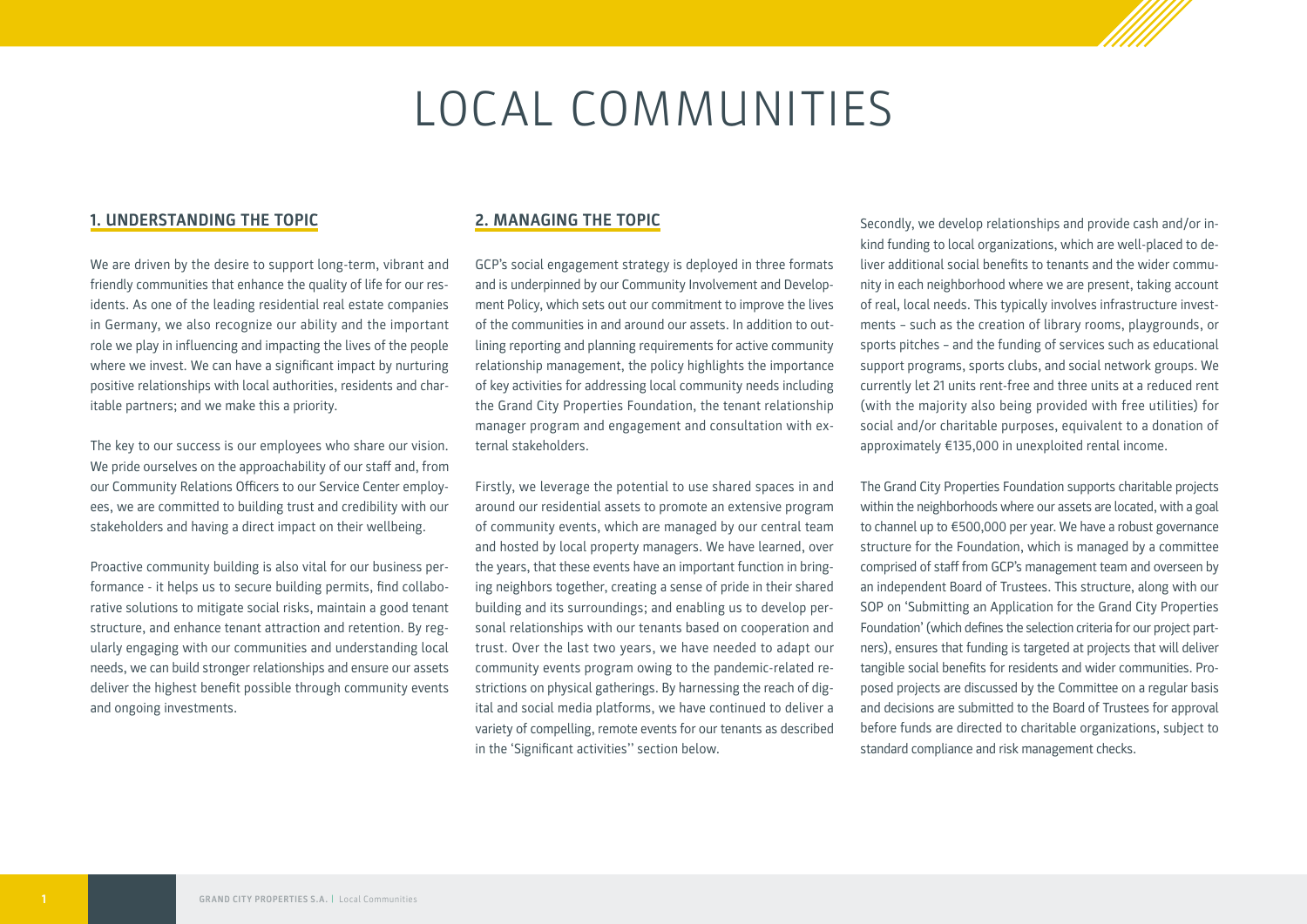# LOCAL COMMUNITIES

## 1. UNDERSTANDING THE TOPIC

We are driven by the desire to support long-term, vibrant and friendly communities that enhance the quality of life for our residents. As one of the leading residential real estate companies in Germany, we also recognize our ability and the important role we play in influencing and impacting the lives of the people where we invest. We can have a significant impact by nurturing positive relationships with local authorities, residents and charitable partners; and we make this a priority.

The key to our success is our employees who share our vision. We pride ourselves on the approachability of our staff and, from our Community Relations Officers to our Service Center employees, we are committed to building trust and credibility with our stakeholders and having a direct impact on their wellbeing.

Proactive community building is also vital for our business performance - it helps us to secure building permits, find collaborative solutions to mitigate social risks, maintain a good tenant structure, and enhance tenant attraction and retention. By regularly engaging with our communities and understanding local needs, we can build stronger relationships and ensure our assets deliver the highest benefit possible through community events and ongoing investments.

## 2. MANAGING THE TOPIC

GCP's social engagement strategy is deployed in three formats and is underpinned by our Community Involvement and Development Policy, which sets out our commitment to improve the lives of the communities in and around our assets. In addition to outlining reporting and planning requirements for active community relationship management, the policy highlights the importance of key activities for addressing local community needs including the Grand City Properties Foundation, the tenant relationship manager program and engagement and consultation with external stakeholders.

Firstly, we leverage the potential to use shared spaces in and around our residential assets to promote an extensive program of community events, which are managed by our central team and hosted by local property managers. We have learned, over the years, that these events have an important function in bringing neighbors together, creating a sense of pride in their shared building and its surroundings; and enabling us to develop personal relationships with our tenants based on cooperation and trust. Over the last two years, we have needed to adapt our community events program owing to the pandemic-related restrictions on physical gatherings. By harnessing the reach of digital and social media platforms, we have continued to deliver a variety of compelling, remote events for our tenants as described in the 'Significant activities'' section below.

Secondly, we develop relationships and provide cash and/or in-kind funding to local organizations, which are well-placed to deliver additional social benefits to tenants and the wider community in each neighborhood where we are present, taking account of real, local needs. This typically involves infrastructure investments – such as the creation of library rooms, playgrounds, or sports pitches – and the funding of services such as educational support programs, sports clubs, and social network groups. We currently let 21 units rent-free and three units at a reduced rent (with the majority also being provided with free utilities) for social and/or charitable purposes, equivalent to a donation of approximately €135,000 in unexploited rental income.

The Grand City Properties Foundation supports charitable projects within the neighborhoods where our assets are located, with a goal to channel up to €500,000 per year. We have a robust governance structure for the Foundation, which is managed by a committee comprised of staff from GCP's management team and overseen by an independent Board of Trustees. This structure, along with our SOP on 'Submitting an Application for the Grand City Properties Foundation' (which defines the selection criteria for our project partners), ensures that funding is targeted at projects that will deliver tangible social benefits for residents and wider communities. Proposed projects are discussed by the Committee on a regular basis and decisions are submitted to the Board of Trustees for approval before funds are directed to charitable organizations, subject to standard compliance and risk management checks.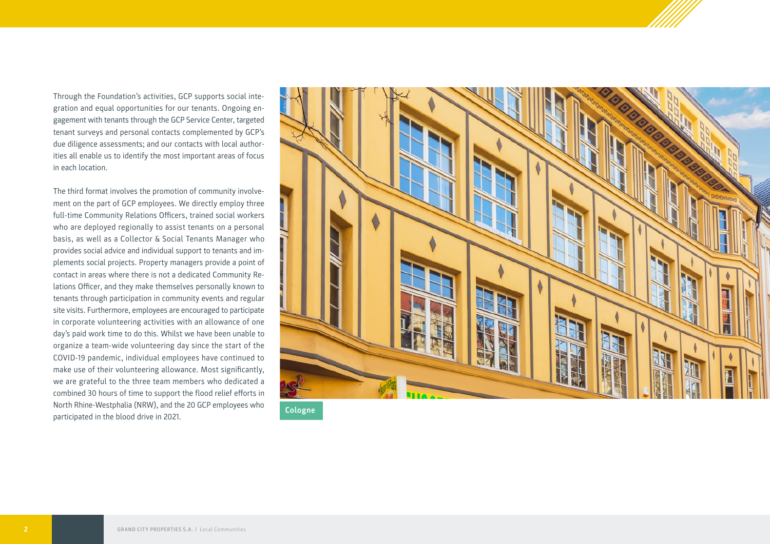Through the Foundation's activities, GCP supports social integration and equal opportunities for our tenants. Ongoing engagement with tenants through the GCP Service Center, targeted tenant surveys and personal contacts complemented by GCP's due diligence assessments; and our contacts with local authorities all enable us to identify the most important areas of focus in each location.

The third format involves the promotion of community involvement on the part of GCP employees. We directly employ three full-time Community Relations Officers, trained social workers who are deployed regionally to assist tenants on a personal basis, as well as a Collector & Social Tenants Manager who provides social advice and individual support to tenants and implements social projects. Property managers provide a point of contact in areas where there is not a dedicated Community Relations Officer, and they make themselves personally known to tenants through participation in community events and regular site visits. Furthermore, employees are encouraged to participate in corporate volunteering activities with an allowance of one day's paid work time to do this. Whilst we have been unable to organize a team-wide volunteering day since the start of the COVID-19 pandemic, individual employees have continued to make use of their volunteering allowance. Most significantly, we are grateful to the three team members who dedicated a combined 30 hours of time to support the flood relief efforts in North Rhine-Westphalia (NRW), and the 20 GCP employees who participated in the blood drive in 2021.

Cologne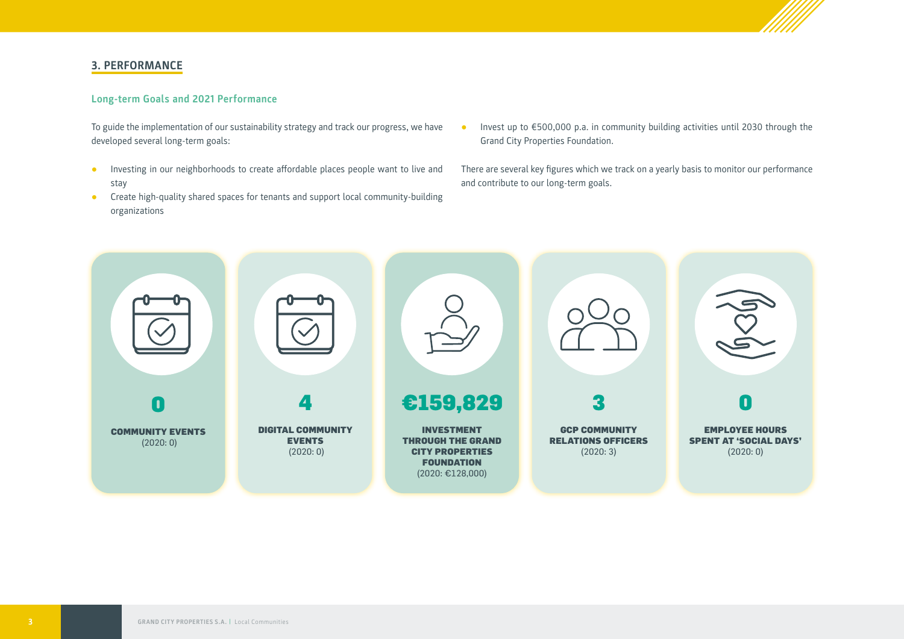## 3. PERFORMANCE

### Long-term Goals and 2021 Performance

To guide the implementation of our sustainability strategy and track our progress, we have developed several long-term goals:

- Investing in our neighborhoods to create affordable places people want to live and stay
- Create high-quality shared spaces for tenants and support local community-building organizations
- Invest up to €500,000 p.a. in community building activities until 2030 through the Grand City Properties Foundation.

There are several key figures which we track on a yearly basis to monitor our performance and contribute to our long-term goals.

**0**
**COMMUNITY EVENTS**
(2020: 0)

**4**
**DIGITAL COMMUNITY EVENTS**
(2020: 0)

**€159,829**
**INVESTMENT THROUGH THE GRAND CITY PROPERTIES FOUNDATION**
(2020: €128,000)

**3**
**GCP COMMUNITY RELATIONS OFFICERS**
(2020: 3)

**0**
**EMPLOYEE HOURS SPENT AT 'SOCIAL DAYS'**
(2020: 0)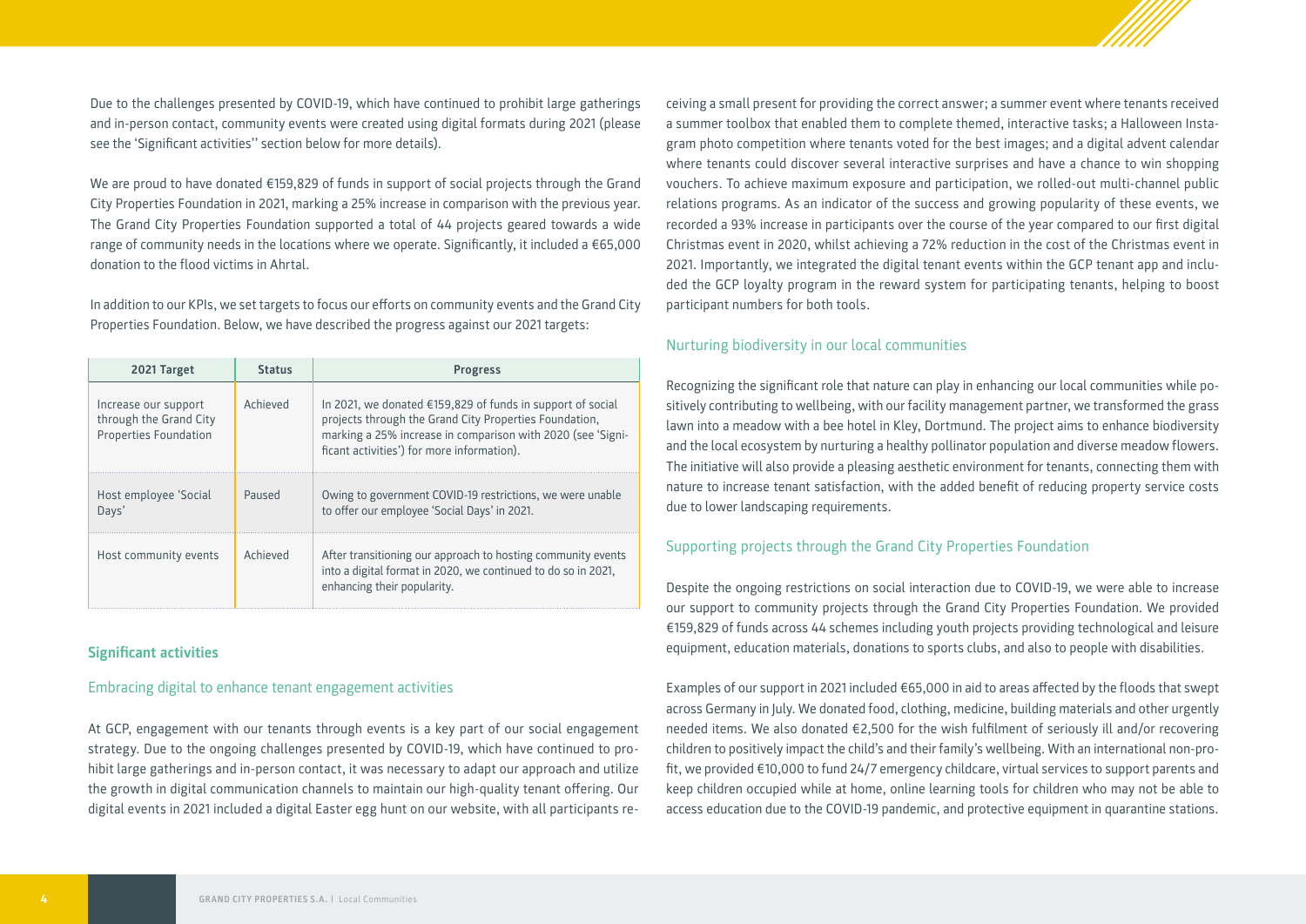Due to the challenges presented by COVID-19, which have continued to prohibit large gatherings and in-person contact, community events were created using digital formats during 2021 (please see the 'Significant activities'' section below for more details).

We are proud to have donated €159,829 of funds in support of social projects through the Grand City Properties Foundation in 2021, marking a 25% increase in comparison with the previous year. The Grand City Properties Foundation supported a total of 44 projects geared towards a wide range of community needs in the locations where we operate. Significantly, it included a €65,000 donation to the flood victims in Ahrtal.

In addition to our KPIs, we set targets to focus our efforts on community events and the Grand City Properties Foundation. Below, we have described the progress against our 2021 targets:

| 2021 Target | Status | Progress |
| --- | --- | --- |
| Increase our support through the Grand City Properties Foundation | Achieved | In 2021, we donated €159,829 of funds in support of social projects through the Grand City Properties Foundation, marking a 25% increase in comparison with 2020 (see 'Significant activities') for more information). |
| Host employee 'Social Days' | Paused | Owing to government COVID-19 restrictions, we were unable to offer our employee 'Social Days' in 2021. |
| Host community events | Achieved | After transitioning our approach to hosting community events into a digital format in 2020, we continued to do so in 2021, enhancing their popularity. |

## Significant activities

### Embracing digital to enhance tenant engagement activities

At GCP, engagement with our tenants through events is a key part of our social engagement strategy. Due to the ongoing challenges presented by COVID-19, which have continued to prohibit large gatherings and in-person contact, it was necessary to adapt our approach and utilize the growth in digital communication channels to maintain our high-quality tenant offering. Our digital events in 2021 included a digital Easter egg hunt on our website, with all participants receiving a small present for providing the correct answer; a summer event where tenants received a summer toolbox that enabled them to complete themed, interactive tasks; a Halloween Instagram photo competition where tenants voted for the best images; and a digital advent calendar where tenants could discover several interactive surprises and have a chance to win shopping vouchers. To achieve maximum exposure and participation, we rolled-out multi-channel public relations programs. As an indicator of the success and growing popularity of these events, we recorded a 93% increase in participants over the course of the year compared to our first digital Christmas event in 2020, whilst achieving a 72% reduction in the cost of the Christmas event in 2021. Importantly, we integrated the digital tenant events within the GCP tenant app and included the GCP loyalty program in the reward system for participating tenants, helping to boost participant numbers for both tools.

### Nurturing biodiversity in our local communities

Recognizing the significant role that nature can play in enhancing our local communities while positively contributing to wellbeing, with our facility management partner, we transformed the grass lawn into a meadow with a bee hotel in Kley, Dortmund. The project aims to enhance biodiversity and the local ecosystem by nurturing a healthy pollinator population and diverse meadow flowers. The initiative will also provide a pleasing aesthetic environment for tenants, connecting them with nature to increase tenant satisfaction, with the added benefit of reducing property service costs due to lower landscaping requirements.

### Supporting projects through the Grand City Properties Foundation

Despite the ongoing restrictions on social interaction due to COVID-19, we were able to increase our support to community projects through the Grand City Properties Foundation. We provided €159,829 of funds across 44 schemes including youth projects providing technological and leisure equipment, education materials, donations to sports clubs, and also to people with disabilities.

Examples of our support in 2021 included €65,000 in aid to areas affected by the floods that swept across Germany in July. We donated food, clothing, medicine, building materials and other urgently needed items. We also donated €2,500 for the wish fulfilment of seriously ill and/or recovering children to positively impact the child's and their family's wellbeing. With an international non-profit, we provided €10,000 to fund 24/7 emergency childcare, virtual services to support parents and keep children occupied while at home, online learning tools for children who may not be able to access education due to the COVID-19 pandemic, and protective equipment in quarantine stations.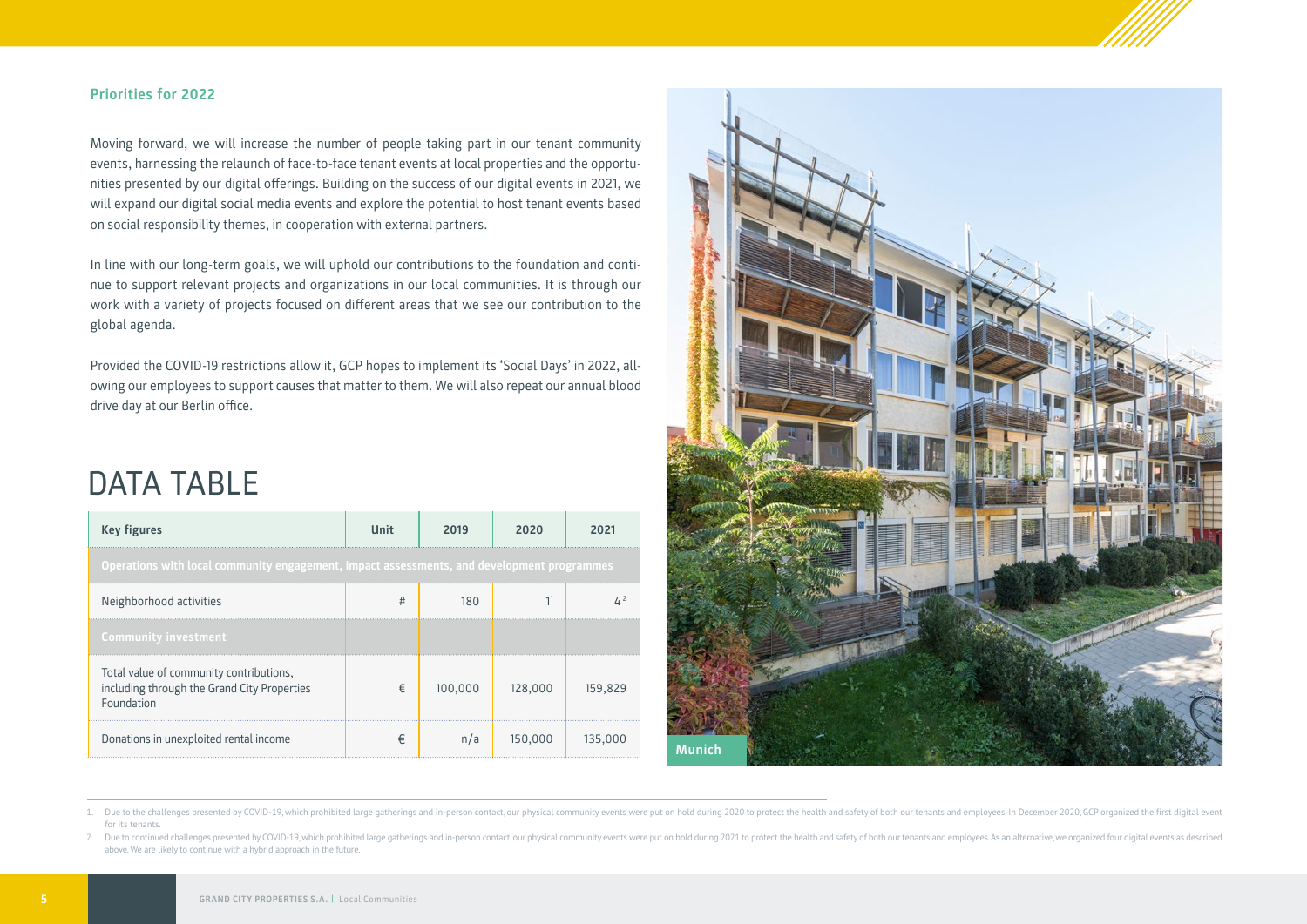### Priorities for 2022

Moving forward, we will increase the number of people taking part in our tenant community events, harnessing the relaunch of face-to-face tenant events at local properties and the opportunities presented by our digital offerings. Building on the success of our digital events in 2021, we will expand our digital social media events and explore the potential to host tenant events based on social responsibility themes, in cooperation with external partners.

In line with our long-term goals, we will uphold our contributions to the foundation and continue to support relevant projects and organizations in our local communities. It is through our work with a variety of projects focused on different areas that we see our contribution to the global agenda.

Provided the COVID-19 restrictions allow it, GCP hopes to implement its 'Social Days' in 2022, allowing our employees to support causes that matter to them. We will also repeat our annual blood drive day at our Berlin office.

# DATA TABLE

| Key figures | Unit | 2019 | 2020 | 2021 |
|---|---|---|---|---|
| **Operations with local community engagement, impact assessments, and development programmes** | | | | |
| Neighborhood activities | # | 180 | 1[1] | 4[2] |
| **Community investment** | | | | |
| Total value of community contributions, including through the Grand City Properties Foundation | € | 100,000 | 128,000 | 159,829 |
| Donations in unexploited rental income | € | n/a | 150,000 | 135,000 |

Munich

1. Due to the challenges presented by COVID-19, which prohibited large gatherings and in-person contact, our physical community events were put on hold during 2020 to protect the health and safety of both our tenants and employees. In December 2020, GCP organized the first digital event for its tenants.
2. Due to continued challenges presented by COVID-19, which prohibited large gatherings and in-person contact, our physical community events were put on hold during 2021 to protect the health and safety of both our tenants and employees. As an alternative, we organized four digital events as described above. We are likely to continue with a hybrid approach in the future.